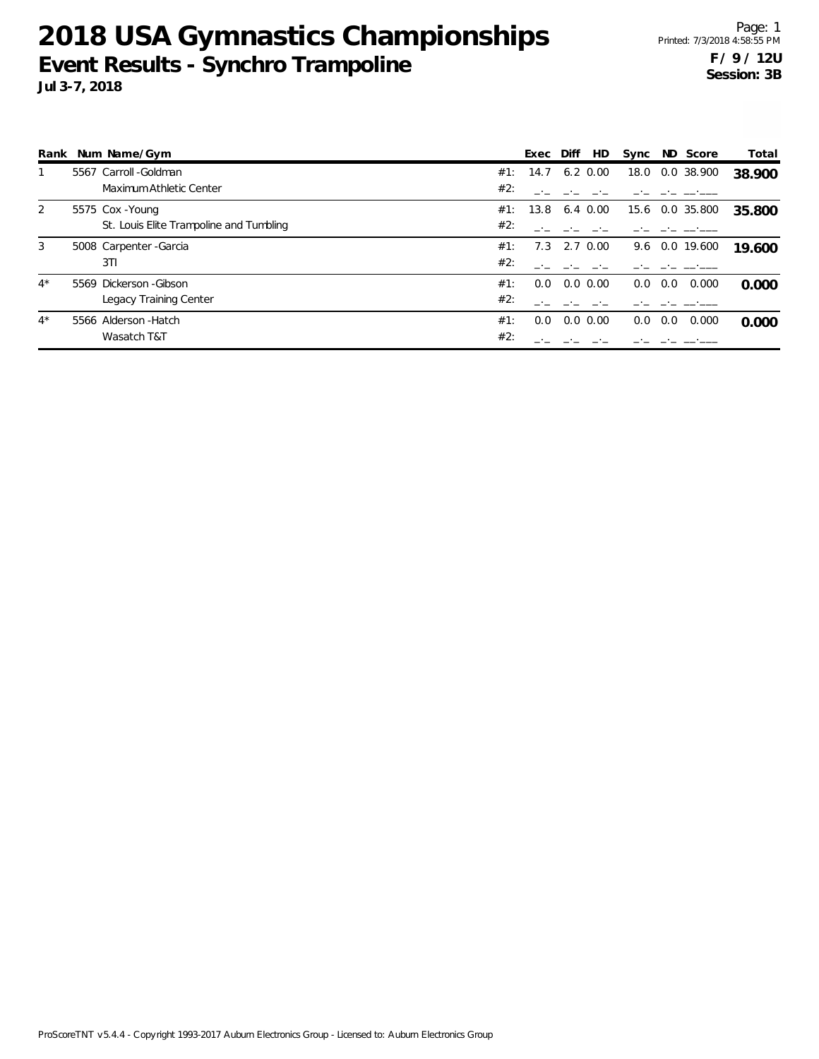# 2018 USA Gymnastics Championships

## Event Results - Synchro Trampoline

**Jul 3-7, 2018**

Printed: 7/3/2018 4:58:55 PM

**F / 9 / 12U**
**Session: 3B**

| Rank | Num | Name/Gym | | Exec | Diff | HD | Sync | ND | Score | Total |
|---|---|---|---|---|---|---|---|---|---|---|
| 1 | 5567 | Carroll -Goldman | #1: | 14.7 | 6.2 | 0.00 | 18.0 | 0.0 | 38.900 | **38.900** |
| | | Maximum Athletic Center | #2: | _._ | _._ | _._ | _._ | _._ | __.___ | |
| 2 | 5575 | Cox -Young | #1: | 13.8 | 6.4 | 0.00 | 15.6 | 0.0 | 35.800 | **35.800** |
| | | St. Louis Elite Trampoline and Tumbling | #2: | _._ | _._ | _._ | _._ | _._ | __.___ | |
| 3 | 5008 | Carpenter -Garcia | #1: | 7.3 | 2.7 | 0.00 | 9.6 | 0.0 | 19.600 | **19.600** |
| | | 3TI | #2: | _._ | _._ | _._ | _._ | _._ | __.___ | |
| 4* | 5569 | Dickerson -Gibson | #1: | 0.0 | 0.0 | 0.00 | 0.0 | 0.0 | 0.000 | **0.000** |
| | | Legacy Training Center | #2: | _._ | _._ | _._ | _._ | _._ | __.___ | |
| 4* | 5566 | Alderson -Hatch | #1: | 0.0 | 0.0 | 0.00 | 0.0 | 0.0 | 0.000 | **0.000** |
| | | Wasatch T&T | #2: | _._ | _._ | _._ | _._ | _._ | __.___ | |

ProScoreTNT v5.4.4 - Copyright 1993-2017 Auburn Electronics Group - Licensed to: Auburn Electronics Group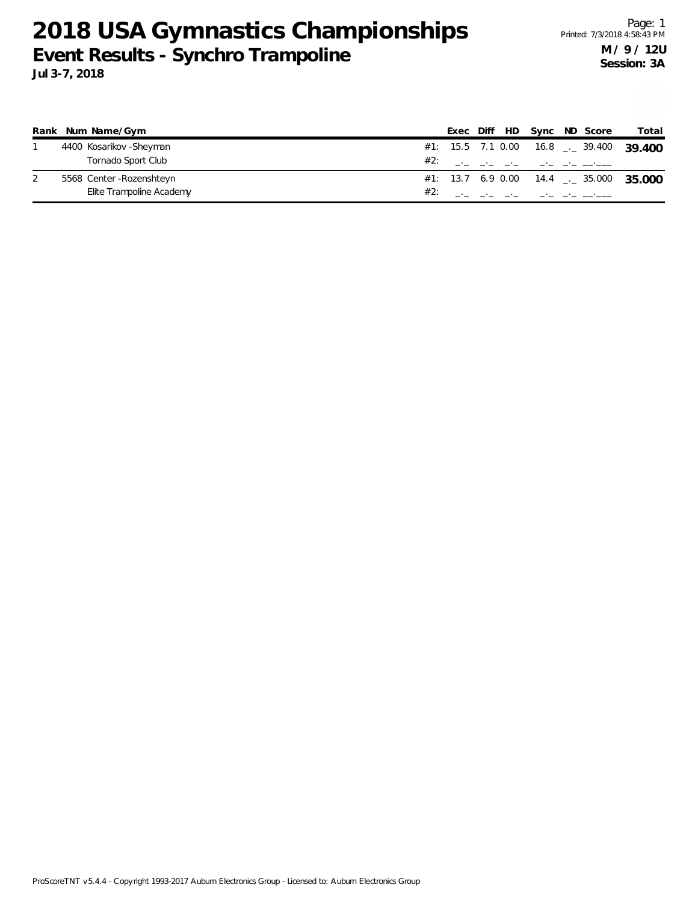# 2018 USA Gymnastics Championships

## Event Results - Synchro Trampoline

**Jul 3-7, 2018**

**M / 9 / 12U**
**Session: 3A**

| Rank | Num | Name/Gym | | Exec | Diff | HD | Sync | ND | Score | Total |
|---|---|---|---|---|---|---|---|---|---|---|
| 1 | 4400 | Kosarikov -Sheyman | #1: | 15.5 | 7.1 | 0.00 | 16.8 | _._ | 39.400 | **39.400** |
| | | Tornado Sport Club | #2: | _._ | _._ | _._ | _._ | _._ | __.___ | |
| 2 | 5568 | Center -Rozenshteyn | #1: | 13.7 | 6.9 | 0.00 | 14.4 | _._ | 35.000 | **35.000** |
| | | Elite Trampoline Academy | #2: | _._ | _._ | _._ | _._ | _._ | __.___ | |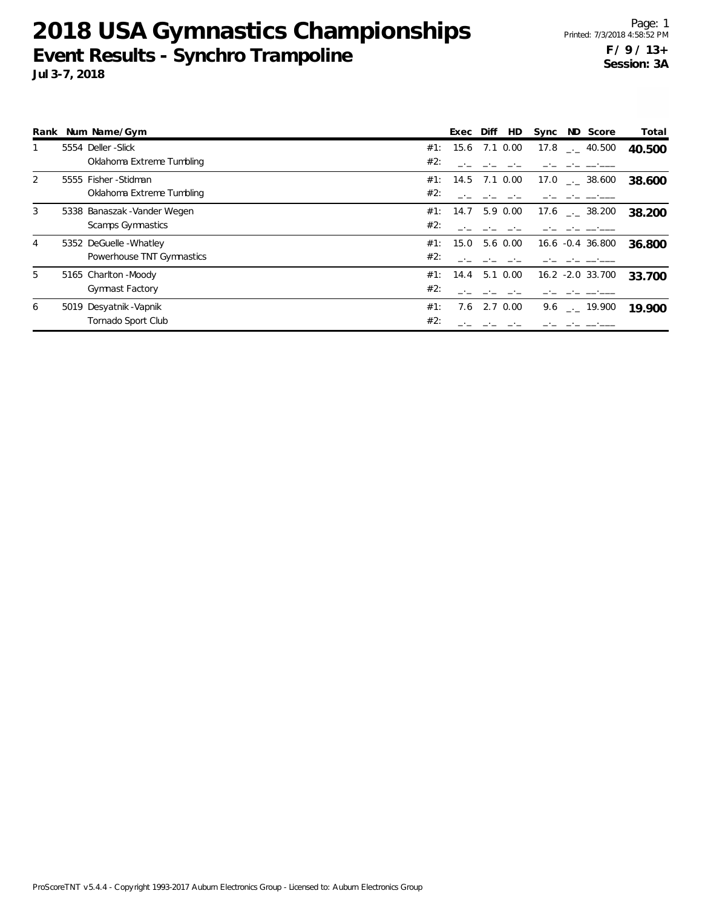# 2018 USA Gymnastics Championships
## Event Results - Synchro Trampoline
**Jul 3-7, 2018**

Printed: 7/3/2018 4:58:52 PM
**F / 9 / 13+**
**Session: 3A**

| Rank | Num | Name/Gym | | Exec | Diff | HD | Sync | ND | Score | Total |
|---|---|---|---|---|---|---|---|---|---|---|
| 1 | 5554 | Deller -Slick | #1: | 15.6 | 7.1 | 0.00 | 17.8 | _._ | 40.500 | **40.500** |
| | | Oklahoma Extreme Tumbling | #2: | _._ | _._ | _._ | _._ | _._ | __.___ | |
| 2 | 5555 | Fisher -Stidman | #1: | 14.5 | 7.1 | 0.00 | 17.0 | _._ | 38.600 | **38.600** |
| | | Oklahoma Extreme Tumbling | #2: | _._ | _._ | _._ | _._ | _._ | __.___ | |
| 3 | 5338 | Banaszak -Vander Wegen | #1: | 14.7 | 5.9 | 0.00 | 17.6 | _._ | 38.200 | **38.200** |
| | | Scamps Gymnastics | #2: | _._ | _._ | _._ | _._ | _._ | __.___ | |
| 4 | 5352 | DeGuelle -Whatley | #1: | 15.0 | 5.6 | 0.00 | 16.6 | -0.4 | 36.800 | **36.800** |
| | | Powerhouse TNT Gymnastics | #2: | _._ | _._ | _._ | _._ | _._ | __.___ | |
| 5 | 5165 | Charlton -Moody | #1: | 14.4 | 5.1 | 0.00 | 16.2 | -2.0 | 33.700 | **33.700** |
| | | Gymnast Factory | #2: | _._ | _._ | _._ | _._ | _._ | __.___ | |
| 6 | 5019 | Desyatnik -Vapnik | #1: | 7.6 | 2.7 | 0.00 | 9.6 | _._ | 19.900 | **19.900** |
| | | Tornado Sport Club | #2: | _._ | _._ | _._ | _._ | _._ | __.___ | |

ProScoreTNT v5.4.4 - Copyright 1993-2017 Auburn Electronics Group - Licensed to: Auburn Electronics Group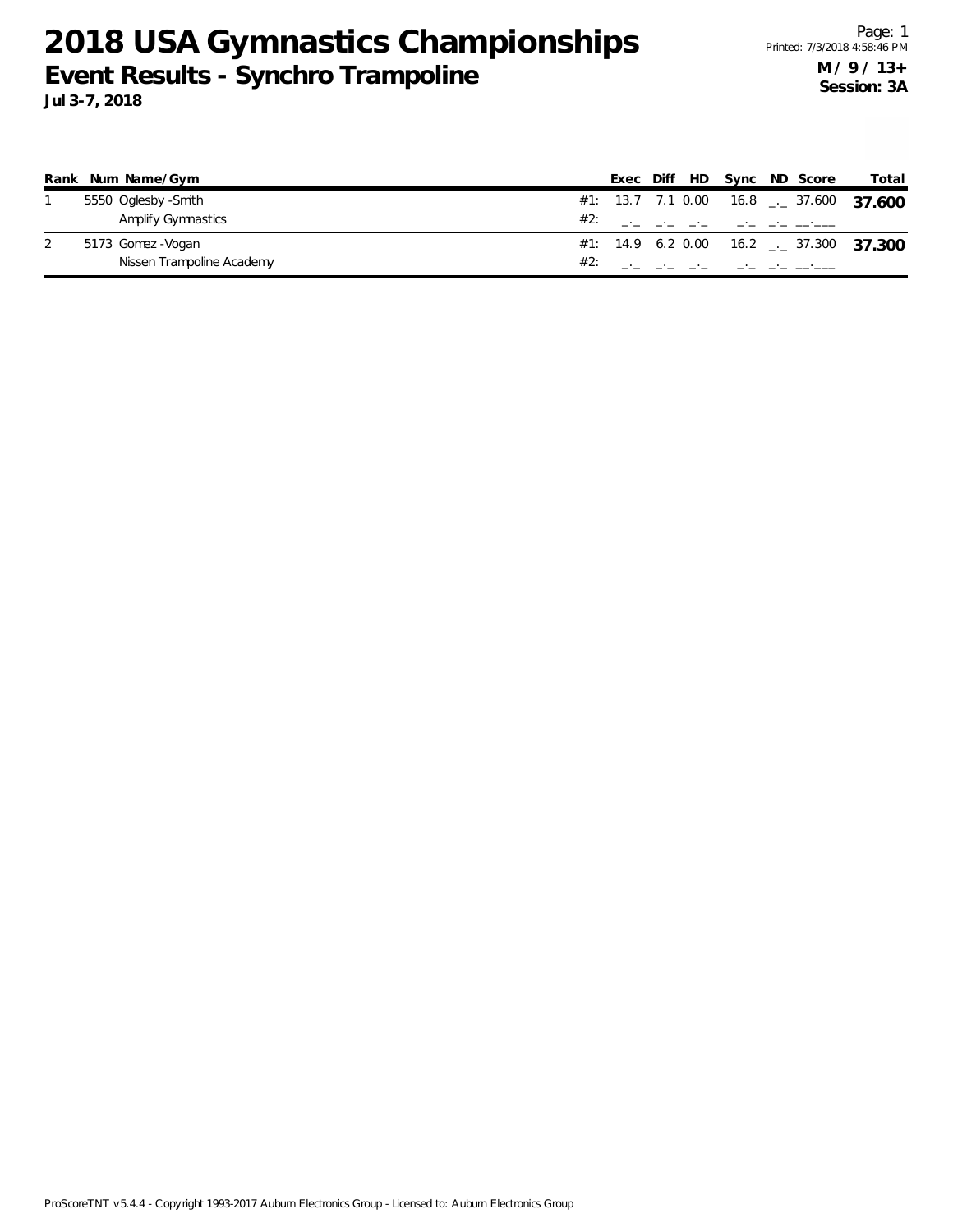# 2018 USA Gymnastics Championships

## Event Results - Synchro Trampoline

**Jul 3-7, 2018**

Page: 1
Printed: 7/3/2018 4:58:46 PM

**M / 9 / 13+**
**Session: 3A**

| Rank | Num | Name/Gym | | Exec | Diff | HD | Sync | ND | Score | Total |
|---|---|---|---|---|---|---|---|---|---|---|
| 1 | 5550 | Oglesby -Smith | #1: | 13.7 | 7.1 | 0.00 | 16.8 | _._ | 37.600 | **37.600** |
| | | Amplify Gymnastics | #2: | _._ | _._ | _._ | _._ | _._ | __.___ | |
| 2 | 5173 | Gomez -Vogan | #1: | 14.9 | 6.2 | 0.00 | 16.2 | _._ | 37.300 | **37.300** |
| | | Nissen Trampoline Academy | #2: | _._ | _._ | _._ | _._ | _._ | __.___ | |

ProScoreTNT v5.4.4 - Copyright 1993-2017 Auburn Electronics Group - Licensed to: Auburn Electronics Group